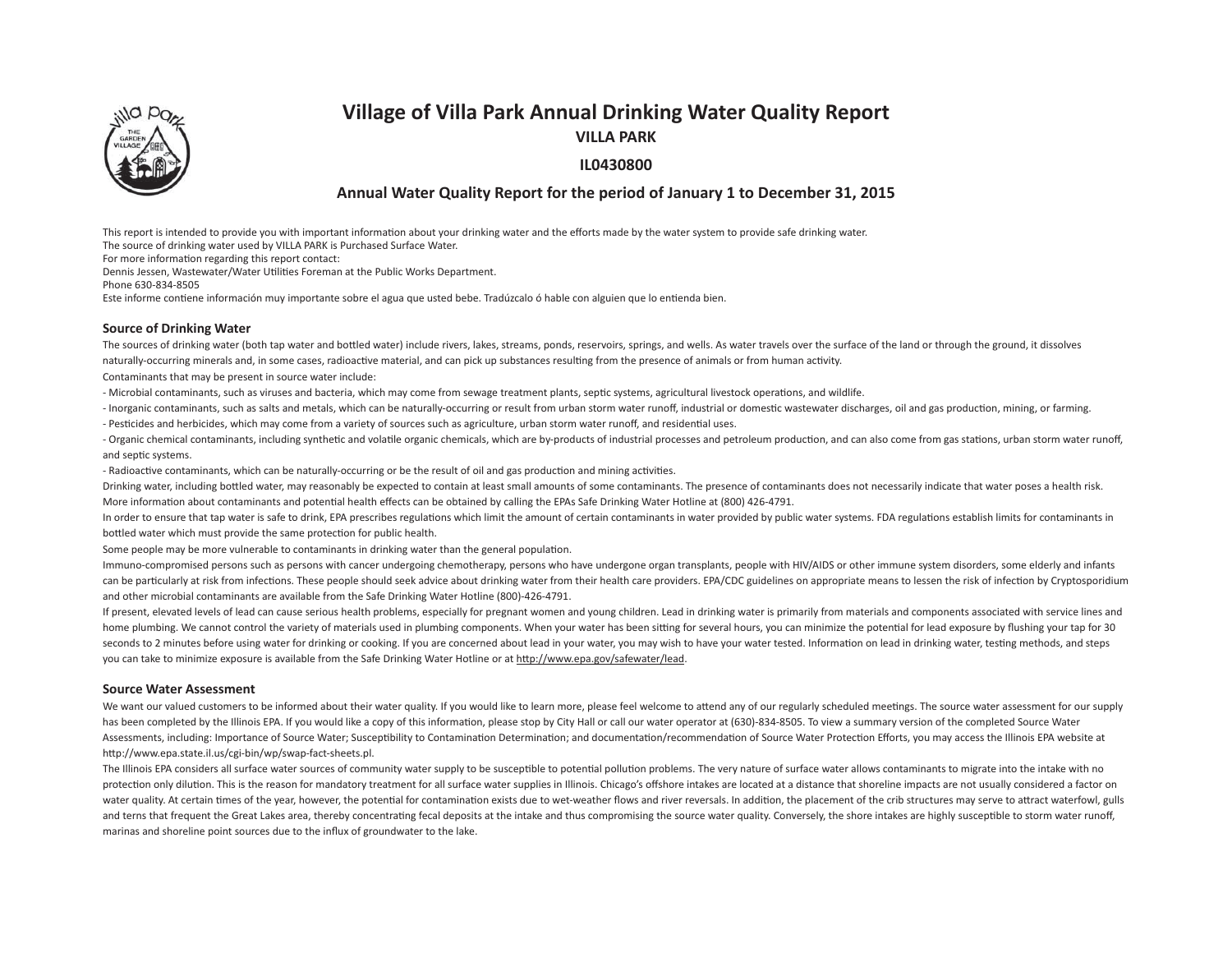# Village of Villa Park Annual Drinking Water Quality Report

**VILLA PARK**

**IL0430800**

**Annual Water Quality Report for the period of January 1 to December 31, 2015**

This report is intended to provide you with important information about your drinking water and the efforts made by the water system to provide safe drinking water.
The source of drinking water used by VILLA PARK is Purchased Surface Water.
For more information regarding this report contact:
Dennis Jessen, Wastewater/Water Utilities Foreman at the Public Works Department.
Phone 630-834-8505
Este informe contiene información muy importante sobre el agua que usted bebe. Tradúzcalo ó hable con alguien que lo entienda bien.

## Source of Drinking Water

The sources of drinking water (both tap water and bottled water) include rivers, lakes, streams, ponds, reservoirs, springs, and wells. As water travels over the surface of the land or through the ground, it dissolves naturally-occurring minerals and, in some cases, radioactive material, and can pick up substances resulting from the presence of animals or from human activity.

Contaminants that may be present in source water include:

- Microbial contaminants, such as viruses and bacteria, which may come from sewage treatment plants, septic systems, agricultural livestock operations, and wildlife.
- Inorganic contaminants, such as salts and metals, which can be naturally-occurring or result from urban storm water runoff, industrial or domestic wastewater discharges, oil and gas production, mining, or farming.
- Pesticides and herbicides, which may come from a variety of sources such as agriculture, urban storm water runoff, and residential uses.
- Organic chemical contaminants, including synthetic and volatile organic chemicals, which are by-products of industrial processes and petroleum production, and can also come from gas stations, urban storm water runoff, and septic systems.
- Radioactive contaminants, which can be naturally-occurring or be the result of oil and gas production and mining activities.

Drinking water, including bottled water, may reasonably be expected to contain at least small amounts of some contaminants. The presence of contaminants does not necessarily indicate that water poses a health risk. More information about contaminants and potential health effects can be obtained by calling the EPAs Safe Drinking Water Hotline at (800) 426-4791.

In order to ensure that tap water is safe to drink, EPA prescribes regulations which limit the amount of certain contaminants in water provided by public water systems. FDA regulations establish limits for contaminants in bottled water which must provide the same protection for public health.

Some people may be more vulnerable to contaminants in drinking water than the general population.

Immuno-compromised persons such as persons with cancer undergoing chemotherapy, persons who have undergone organ transplants, people with HIV/AIDS or other immune system disorders, some elderly and infants can be particularly at risk from infections. These people should seek advice about drinking water from their health care providers. EPA/CDC guidelines on appropriate means to lessen the risk of infection by Cryptosporidium and other microbial contaminants are available from the Safe Drinking Water Hotline (800)-426-4791.

If present, elevated levels of lead can cause serious health problems, especially for pregnant women and young children. Lead in drinking water is primarily from materials and components associated with service lines and home plumbing. We cannot control the variety of materials used in plumbing components. When your water has been sitting for several hours, you can minimize the potential for lead exposure by flushing your tap for 30 seconds to 2 minutes before using water for drinking or cooking. If you are concerned about lead in your water, you may wish to have your water tested. Information on lead in drinking water, testing methods, and steps you can take to minimize exposure is available from the Safe Drinking Water Hotline or at http://www.epa.gov/safewater/lead.

## Source Water Assessment

We want our valued customers to be informed about their water quality. If you would like to learn more, please feel welcome to attend any of our regularly scheduled meetings. The source water assessment for our supply has been completed by the Illinois EPA. If you would like a copy of this information, please stop by City Hall or call our water operator at (630)-834-8505. To view a summary version of the completed Source Water Assessments, including: Importance of Source Water; Susceptibility to Contamination Determination; and documentation/recommendation of Source Water Protection Efforts, you may access the Illinois EPA website at http://www.epa.state.il.us/cgi-bin/wp/swap-fact-sheets.pl.

The Illinois EPA considers all surface water sources of community water supply to be susceptible to potential pollution problems. The very nature of surface water allows contaminants to migrate into the intake with no protection only dilution. This is the reason for mandatory treatment for all surface water supplies in Illinois. Chicago's offshore intakes are located at a distance that shoreline impacts are not usually considered a factor on water quality. At certain times of the year, however, the potential for contamination exists due to wet-weather flows and river reversals. In addition, the placement of the crib structures may serve to attract waterfowl, gulls and terns that frequent the Great Lakes area, thereby concentrating fecal deposits at the intake and thus compromising the source water quality. Conversely, the shore intakes are highly susceptible to storm water runoff, marinas and shoreline point sources due to the influx of groundwater to the lake.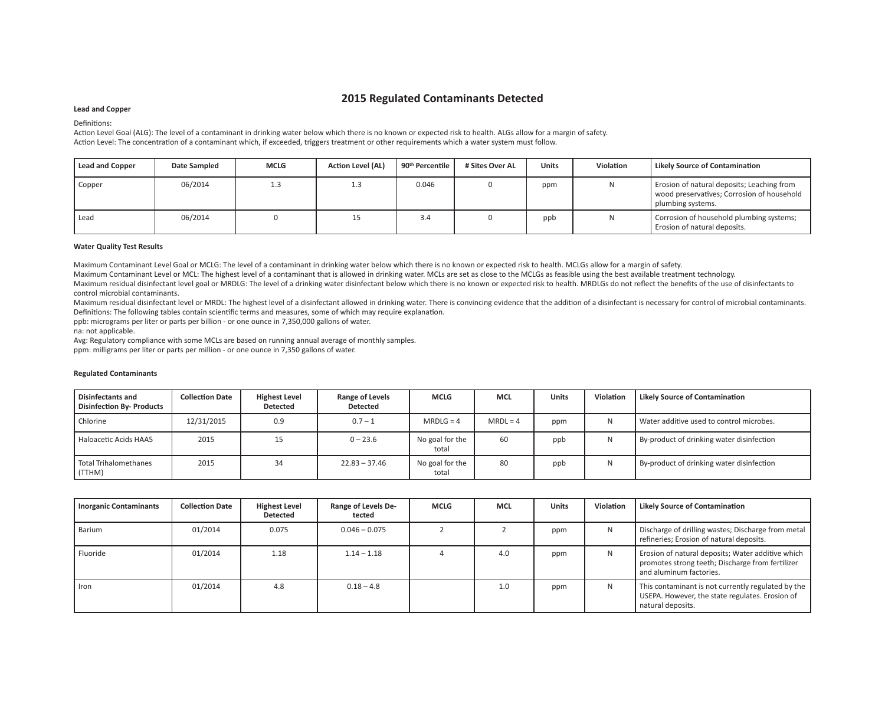# 2015 Regulated Contaminants Detected

**Lead and Copper**

Definitions:
Action Level Goal (ALG): The level of a contaminant in drinking water below which there is no known or expected risk to health. ALGs allow for a margin of safety.
Action Level: The concentration of a contaminant which, if exceeded, triggers treatment or other requirements which a water system must follow.

| Lead and Copper | Date Sampled | MCLG | Action Level (AL) | 90th Percentile | # Sites Over AL | Units | Violation | Likely Source of Contamination |
|---|---|---|---|---|---|---|---|---|
| Copper | 06/2014 | 1.3 | 1.3 | 0.046 | 0 | ppm | N | Erosion of natural deposits; Leaching from wood preservatives; Corrosion of household plumbing systems. |
| Lead | 06/2014 | 0 | 15 | 3.4 | 0 | ppb | N | Corrosion of household plumbing systems; Erosion of natural deposits. |

**Water Quality Test Results**

Maximum Contaminant Level Goal or MCLG: The level of a contaminant in drinking water below which there is no known or expected risk to health. MCLGs allow for a margin of safety.
Maximum Contaminant Level or MCL: The highest level of a contaminant that is allowed in drinking water. MCLs are set as close to the MCLGs as feasible using the best available treatment technology.
Maximum residual disinfectant level goal or MRDLG: The level of a drinking water disinfectant below which there is no known or expected risk to health. MRDLGs do not reflect the benefits of the use of disinfectants to control microbial contaminants.
Maximum residual disinfectant level or MRDL: The highest level of a disinfectant allowed in drinking water. There is convincing evidence that the addition of a disinfectant is necessary for control of microbial contaminants.
Definitions: The following tables contain scientific terms and measures, some of which may require explanation.
ppb: micrograms per liter or parts per billion - or one ounce in 7,350,000 gallons of water.
na: not applicable.
Avg: Regulatory compliance with some MCLs are based on running annual average of monthly samples.
ppm: milligrams per liter or parts per million - or one ounce in 7,350 gallons of water.

**Regulated Contaminants**

| Disinfectants and Disinfection By- Products | Collection Date | Highest Level Detected | Range of Levels Detected | MCLG | MCL | Units | Violation | Likely Source of Contamination |
|---|---|---|---|---|---|---|---|---|
| Chlorine | 12/31/2015 | 0.9 | 0.7 – 1 | MRDLG = 4 | MRDL = 4 | ppm | N | Water additive used to control microbes. |
| Haloacetic Acids HAA5 | 2015 | 15 | 0 – 23.6 | No goal for the total | 60 | ppb | N | By-product of drinking water disinfection |
| Total Trihalomethanes (TTHM) | 2015 | 34 | 22.83 – 37.46 | No goal for the total | 80 | ppb | N | By-product of drinking water disinfection |

| Inorganic Contaminants | Collection Date | Highest Level Detected | Range of Levels Detected | MCLG | MCL | Units | Violation | Likely Source of Contamination |
|---|---|---|---|---|---|---|---|---|
| Barium | 01/2014 | 0.075 | 0.046 – 0.075 | 2 | 2 | ppm | N | Discharge of drilling wastes; Discharge from metal refineries; Erosion of natural deposits. |
| Fluoride | 01/2014 | 1.18 | 1.14 – 1.18 | 4 | 4.0 | ppm | N | Erosion of natural deposits; Water additive which promotes strong teeth; Discharge from fertilizer and aluminum factories. |
| Iron | 01/2014 | 4.8 | 0.18 – 4.8 | | 1.0 | ppm | N | This contaminant is not currently regulated by the USEPA. However, the state regulates. Erosion of natural deposits. |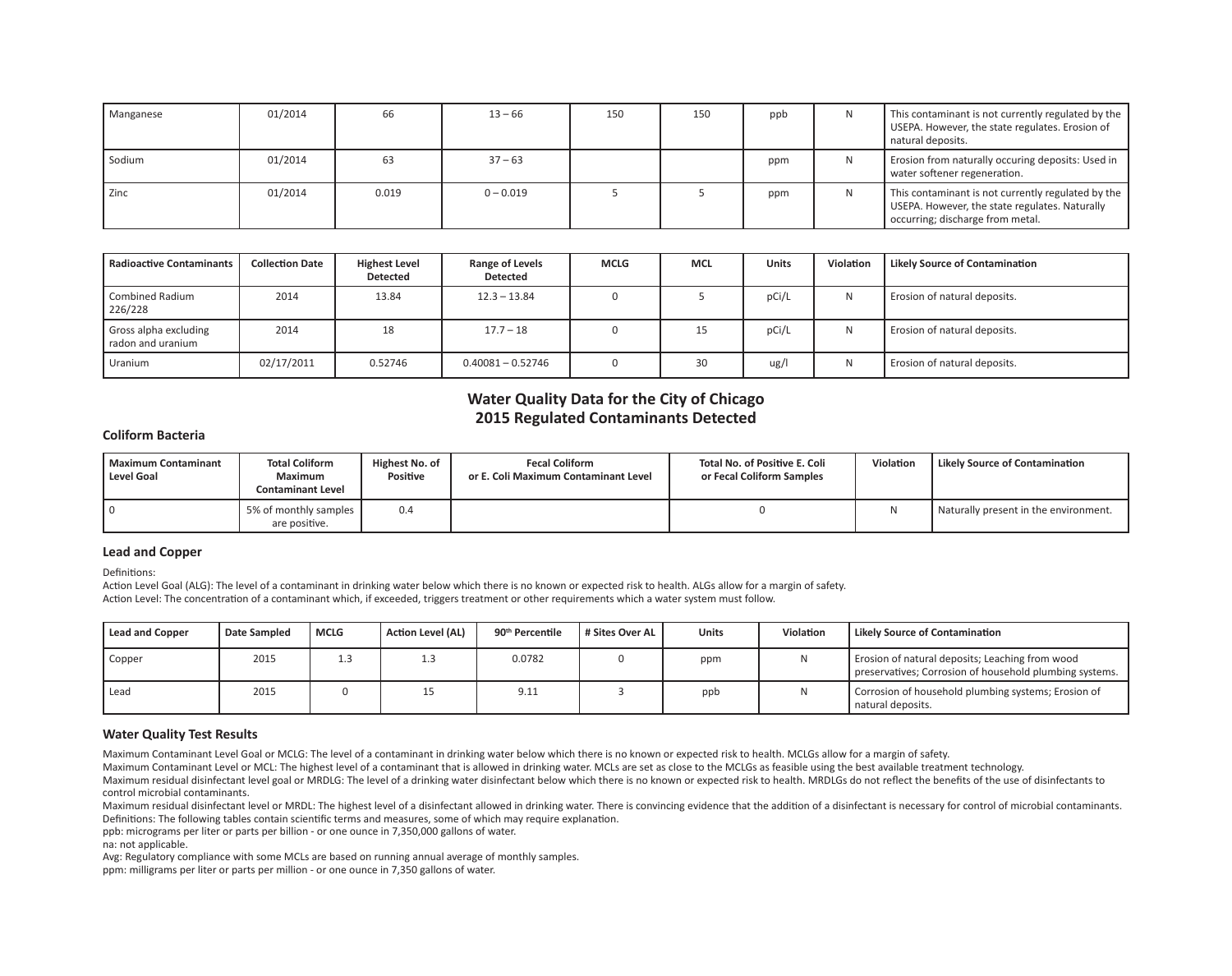| Manganese | 01/2014 | 66 | 13 – 66 | 150 | 150 | ppb | N | This contaminant is not currently regulated by the USEPA. However, the state regulates. Erosion of natural deposits. |
|---|---|---|---|---|---|---|---|---|
| Sodium | 01/2014 | 63 | 37 – 63 | | | ppm | N | Erosion from naturally occuring deposits: Used in water softener regeneration. |
| Zinc | 01/2014 | 0.019 | 0 – 0.019 | 5 | 5 | ppm | N | This contaminant is not currently regulated by the USEPA. However, the state regulates. Naturally occurring; discharge from metal. |

| Radioactive Contaminants | Collection Date | Highest Level Detected | Range of Levels Detected | MCLG | MCL | Units | Violation | Likely Source of Contamination |
|---|---|---|---|---|---|---|---|---|
| Combined Radium 226/228 | 2014 | 13.84 | 12.3 – 13.84 | 0 | 5 | pCi/L | N | Erosion of natural deposits. |
| Gross alpha excluding radon and uranium | 2014 | 18 | 17.7 – 18 | 0 | 15 | pCi/L | N | Erosion of natural deposits. |
| Uranium | 02/17/2011 | 0.52746 | 0.40081 – 0.52746 | 0 | 30 | ug/l | N | Erosion of natural deposits. |

## Water Quality Data for the City of Chicago
## 2015 Regulated Contaminants Detected

### Coliform Bacteria

| Maximum Contaminant Level Goal | Total Coliform Maximum Contaminant Level | Highest No. of Positive | Fecal Coliform or E. Coli Maximum Contaminant Level | Total No. of Positive E. Coli or Fecal Coliform Samples | Violation | Likely Source of Contamination |
|---|---|---|---|---|---|---|
| 0 | 5% of monthly samples are positive. | 0.4 | | 0 | N | Naturally present in the environment. |

### Lead and Copper

Definitions:
Action Level Goal (ALG): The level of a contaminant in drinking water below which there is no known or expected risk to health. ALGs allow for a margin of safety.
Action Level: The concentration of a contaminant which, if exceeded, triggers treatment or other requirements which a water system must follow.

| Lead and Copper | Date Sampled | MCLG | Action Level (AL) | 90th Percentile | # Sites Over AL | Units | Violation | Likely Source of Contamination |
|---|---|---|---|---|---|---|---|---|
| Copper | 2015 | 1.3 | 1.3 | 0.0782 | 0 | ppm | N | Erosion of natural deposits; Leaching from wood preservatives; Corrosion of household plumbing systems. |
| Lead | 2015 | 0 | 15 | 9.11 | 3 | ppb | N | Corrosion of household plumbing systems; Erosion of natural deposits. |

### Water Quality Test Results

Maximum Contaminant Level Goal or MCLG: The level of a contaminant in drinking water below which there is no known or expected risk to health. MCLGs allow for a margin of safety.
Maximum Contaminant Level or MCL: The highest level of a contaminant that is allowed in drinking water. MCLs are set as close to the MCLGs as feasible using the best available treatment technology.
Maximum residual disinfectant level goal or MRDLG: The level of a drinking water disinfectant below which there is no known or expected risk to health. MRDLGs do not reflect the benefits of the use of disinfectants to control microbial contaminants.
Maximum residual disinfectant level or MRDL: The highest level of a disinfectant allowed in drinking water. There is convincing evidence that the addition of a disinfectant is necessary for control of microbial contaminants.
Definitions: The following tables contain scientific terms and measures, some of which may require explanation.
ppb: micrograms per liter or parts per billion - or one ounce in 7,350,000 gallons of water.
na: not applicable.
Avg: Regulatory compliance with some MCLs are based on running annual average of monthly samples.
ppm: milligrams per liter or parts per million - or one ounce in 7,350 gallons of water.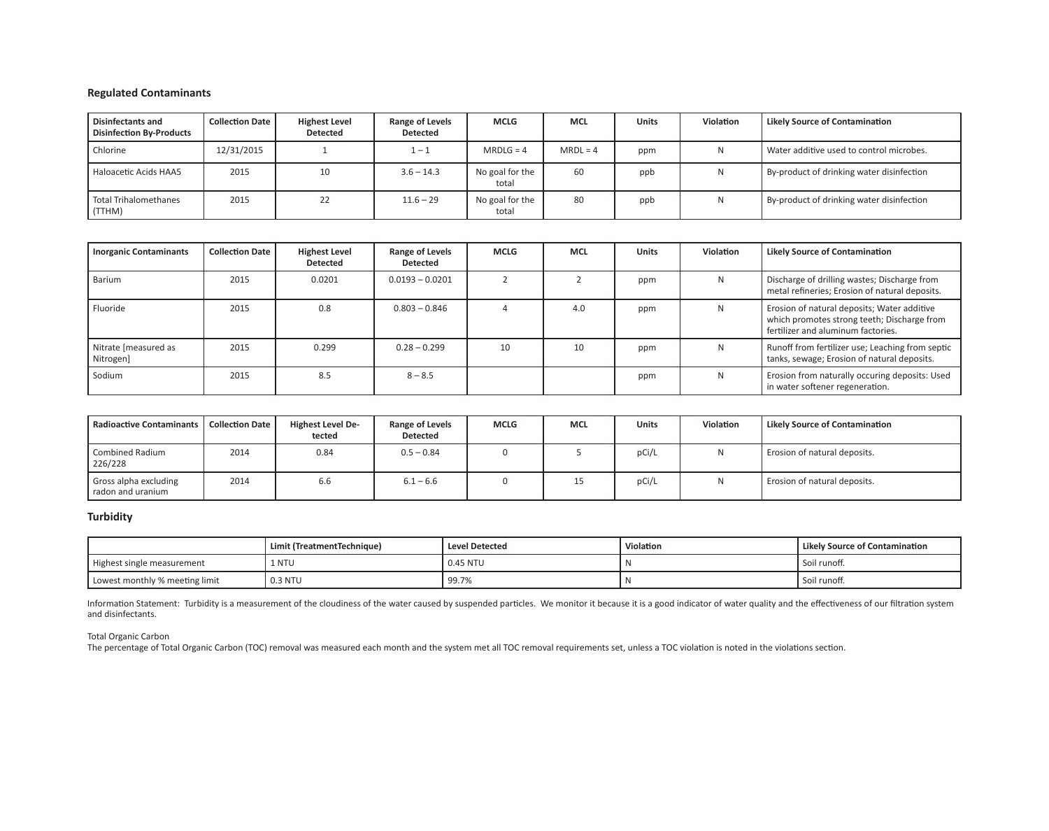## Regulated Contaminants

| Disinfectants and Disinfection By-Products | Collection Date | Highest Level Detected | Range of Levels Detected | MCLG | MCL | Units | Violation | Likely Source of Contamination |
|---|---|---|---|---|---|---|---|---|
| Chlorine | 12/31/2015 | 1 | 1 – 1 | MRDLG = 4 | MRDL = 4 | ppm | N | Water additive used to control microbes. |
| Haloacetic Acids HAA5 | 2015 | 10 | 3.6 – 14.3 | No goal for the total | 60 | ppb | N | By-product of drinking water disinfection |
| Total Trihalomethanes (TTHM) | 2015 | 22 | 11.6 – 29 | No goal for the total | 80 | ppb | N | By-product of drinking water disinfection |

| Inorganic Contaminants | Collection Date | Highest Level Detected | Range of Levels Detected | MCLG | MCL | Units | Violation | Likely Source of Contamination |
|---|---|---|---|---|---|---|---|---|
| Barium | 2015 | 0.0201 | 0.0193 – 0.0201 | 2 | 2 | ppm | N | Discharge of drilling wastes; Discharge from metal refineries; Erosion of natural deposits. |
| Fluoride | 2015 | 0.8 | 0.803 – 0.846 | 4 | 4.0 | ppm | N | Erosion of natural deposits; Water additive which promotes strong teeth; Discharge from fertilizer and aluminum factories. |
| Nitrate [measured as Nitrogen] | 2015 | 0.299 | 0.28 – 0.299 | 10 | 10 | ppm | N | Runoff from fertilizer use; Leaching from septic tanks, sewage; Erosion of natural deposits. |
| Sodium | 2015 | 8.5 | 8 – 8.5 | | | ppm | N | Erosion from naturally occuring deposits: Used in water softener regeneration. |

| Radioactive Contaminants | Collection Date | Highest Level Detected | Range of Levels Detected | MCLG | MCL | Units | Violation | Likely Source of Contamination |
|---|---|---|---|---|---|---|---|---|
| Combined Radium 226/228 | 2014 | 0.84 | 0.5 – 0.84 | 0 | 5 | pCi/L | N | Erosion of natural deposits. |
| Gross alpha excluding radon and uranium | 2014 | 6.6 | 6.1 – 6.6 | 0 | 15 | pCi/L | N | Erosion of natural deposits. |

## Turbidity

| | Limit (TreatmentTechnique) | Level Detected | Violation | Likely Source of Contamination |
|---|---|---|---|---|
| Highest single measurement | 1 NTU | 0.45 NTU | N | Soil runoff. |
| Lowest monthly % meeting limit | 0.3 NTU | 99.7% | N | Soil runoff. |

Information Statement: Turbidity is a measurement of the cloudiness of the water caused by suspended particles. We monitor it because it is a good indicator of water quality and the effectiveness of our filtration system and disinfectants.

Total Organic Carbon

The percentage of Total Organic Carbon (TOC) removal was measured each month and the system met all TOC removal requirements set, unless a TOC violation is noted in the violations section.